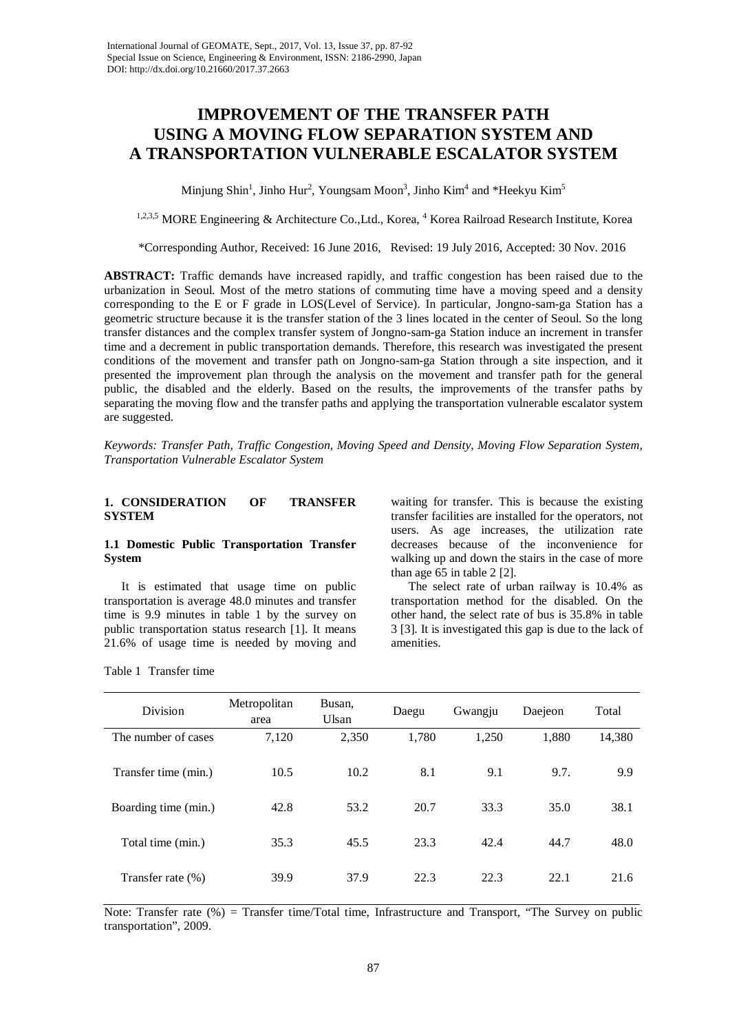# IMPROVEMENT OF THE TRANSFER PATH USING A MOVING FLOW SEPARATION SYSTEM AND A TRANSPORTATION VULNERABLE ESCALATOR SYSTEM

Minjung Shin[1], Jinho Hur[2], Youngsam Moon[3], Jinho Kim[4] and *Heekyu Kim[5]

[1,2,3,5] MORE Engineering & Architecture Co.,Ltd., Korea, [4] Korea Railroad Research Institute, Korea

*Corresponding Author, Received: 16 June 2016, Revised: 19 July 2016, Accepted: 30 Nov. 2016

**ABSTRACT:** Traffic demands have increased rapidly, and traffic congestion has been raised due to the urbanization in Seoul. Most of the metro stations of commuting time have a moving speed and a density corresponding to the E or F grade in LOS(Level of Service). In particular, Jongno-sam-ga Station has a geometric structure because it is the transfer station of the 3 lines located in the center of Seoul. So the long transfer distances and the complex transfer system of Jongno-sam-ga Station induce an increment in transfer time and a decrement in public transportation demands. Therefore, this research was investigated the present conditions of the movement and transfer path on Jongno-sam-ga Station through a site inspection, and it presented the improvement plan through the analysis on the movement and transfer path for the general public, the disabled and the elderly. Based on the results, the improvements of the transfer paths by separating the moving flow and the transfer paths and applying the transportation vulnerable escalator system are suggested.

*Keywords: Transfer Path, Traffic Congestion, Moving Speed and Density, Moving Flow Separation System, Transportation Vulnerable Escalator System*

## 1. CONSIDERATION OF TRANSFER SYSTEM

### 1.1 Domestic Public Transportation Transfer System

It is estimated that usage time on public transportation is average 48.0 minutes and transfer time is 9.9 minutes in table 1 by the survey on public transportation status research [1]. It means 21.6% of usage time is needed by moving and waiting for transfer. This is because the existing transfer facilities are installed for the operators, not users. As age increases, the utilization rate decreases because of the inconvenience for walking up and down the stairs in the case of more than age 65 in table 2 [2].

The select rate of urban railway is 10.4% as transportation method for the disabled. On the other hand, the select rate of bus is 35.8% in table 3 [3]. It is investigated this gap is due to the lack of amenities.

Table 1 Transfer time

| Division | Metropolitan area | Busan, Ulsan | Daegu | Gwangju | Daejeon | Total |
|---|---|---|---|---|---|---|
| The number of cases | 7,120 | 2,350 | 1,780 | 1,250 | 1,880 | 14,380 |
| Transfer time (min.) | 10.5 | 10.2 | 8.1 | 9.1 | 9.7. | 9.9 |
| Boarding time (min.) | 42.8 | 53.2 | 20.7 | 33.3 | 35.0 | 38.1 |
| Total time (min.) | 35.3 | 45.5 | 23.3 | 42.4 | 44.7 | 48.0 |
| Transfer rate (%) | 39.9 | 37.9 | 22.3 | 22.3 | 22.1 | 21.6 |

Note: Transfer rate (%) = Transfer time/Total time, Infrastructure and Transport, "The Survey on public transportation", 2009.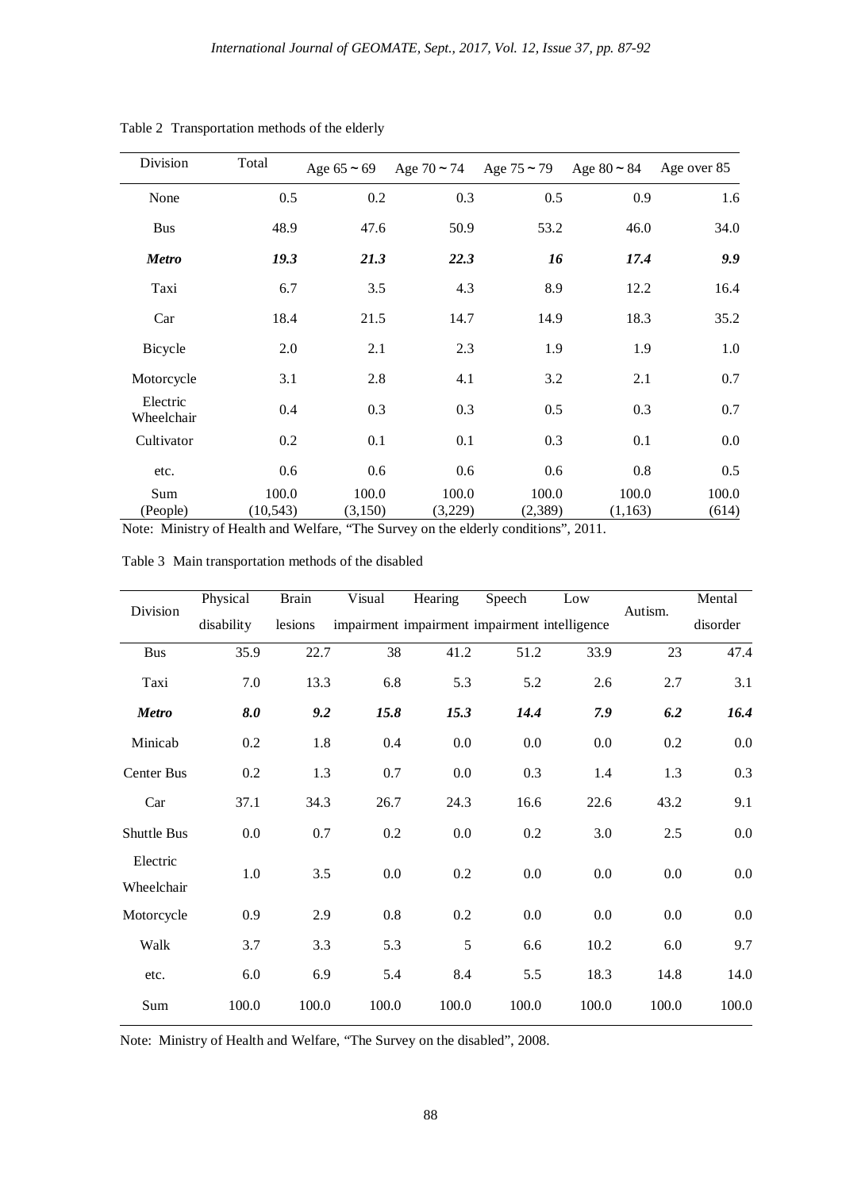Table 2 Transportation methods of the elderly

| Division | Total | Age 65 ~ 69 | Age 70 ~ 74 | Age 75 ~ 79 | Age 80 ~ 84 | Age over 85 |
|---|---|---|---|---|---|---|
| None | 0.5 | 0.2 | 0.3 | 0.5 | 0.9 | 1.6 |
| Bus | 48.9 | 47.6 | 50.9 | 53.2 | 46.0 | 34.0 |
| ***Metro*** | ***19.3*** | ***21.3*** | ***22.3*** | ***16*** | ***17.4*** | ***9.9*** |
| Taxi | 6.7 | 3.5 | 4.3 | 8.9 | 12.2 | 16.4 |
| Car | 18.4 | 21.5 | 14.7 | 14.9 | 18.3 | 35.2 |
| Bicycle | 2.0 | 2.1 | 2.3 | 1.9 | 1.9 | 1.0 |
| Motorcycle | 3.1 | 2.8 | 4.1 | 3.2 | 2.1 | 0.7 |
| Electric Wheelchair | 0.4 | 0.3 | 0.3 | 0.5 | 0.3 | 0.7 |
| Cultivator | 0.2 | 0.1 | 0.1 | 0.3 | 0.1 | 0.0 |
| etc. | 0.6 | 0.6 | 0.6 | 0.6 | 0.8 | 0.5 |
| Sum (People) | 100.0 (10,543) | 100.0 (3,150) | 100.0 (3,229) | 100.0 (2,389) | 100.0 (1,163) | 100.0 (614) |

Note: Ministry of Health and Welfare, "The Survey on the elderly conditions", 2011.

Table 3 Main transportation methods of the disabled

| Division | Physical disability | Brain lesions | Visual impairment | Hearing impairment | Speech impairment | Low intelligence | Autism. | Mental disorder |
|---|---|---|---|---|---|---|---|---|
| Bus | 35.9 | 22.7 | 38 | 41.2 | 51.2 | 33.9 | 23 | 47.4 |
| Taxi | 7.0 | 13.3 | 6.8 | 5.3 | 5.2 | 2.6 | 2.7 | 3.1 |
| ***Metro*** | ***8.0*** | ***9.2*** | ***15.8*** | ***15.3*** | ***14.4*** | ***7.9*** | ***6.2*** | ***16.4*** |
| Minicab | 0.2 | 1.8 | 0.4 | 0.0 | 0.0 | 0.0 | 0.2 | 0.0 |
| Center Bus | 0.2 | 1.3 | 0.7 | 0.0 | 0.3 | 1.4 | 1.3 | 0.3 |
| Car | 37.1 | 34.3 | 26.7 | 24.3 | 16.6 | 22.6 | 43.2 | 9.1 |
| Shuttle Bus | 0.0 | 0.7 | 0.2 | 0.0 | 0.2 | 3.0 | 2.5 | 0.0 |
| Electric Wheelchair | 1.0 | 3.5 | 0.0 | 0.2 | 0.0 | 0.0 | 0.0 | 0.0 |
| Motorcycle | 0.9 | 2.9 | 0.8 | 0.2 | 0.0 | 0.0 | 0.0 | 0.0 |
| Walk | 3.7 | 3.3 | 5.3 | 5 | 6.6 | 10.2 | 6.0 | 9.7 |
| etc. | 6.0 | 6.9 | 5.4 | 8.4 | 5.5 | 18.3 | 14.8 | 14.0 |
| Sum | 100.0 | 100.0 | 100.0 | 100.0 | 100.0 | 100.0 | 100.0 | 100.0 |

Note: Ministry of Health and Welfare, "The Survey on the disabled", 2008.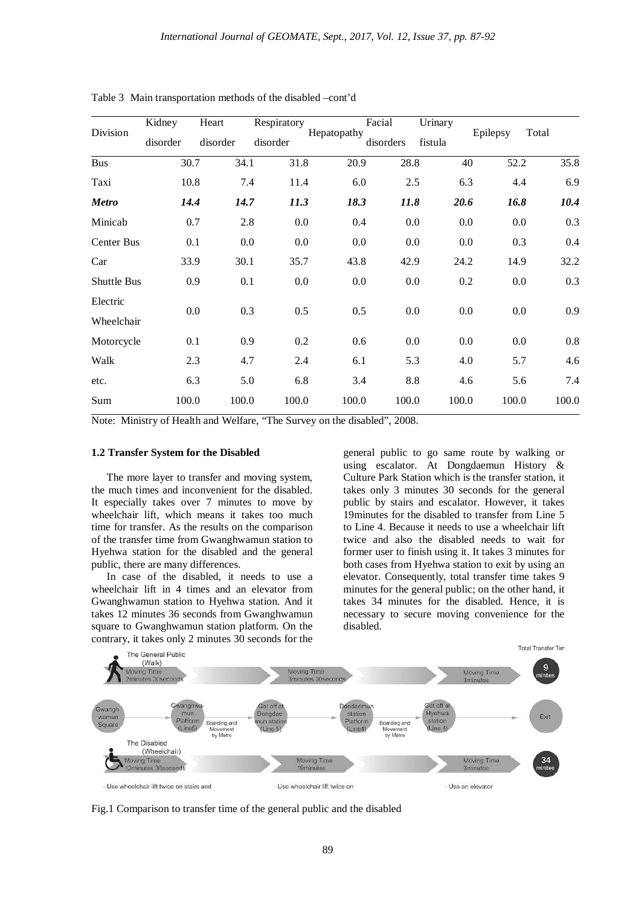Table 3 Main transportation methods of the disabled –cont'd

| Division | Kidney disorder | Heart disorder | Respiratory disorder | Hepatopathy | Facial disorders | Urinary fistula | Epilepsy | Total |
|---|---|---|---|---|---|---|---|---|
| Bus | 30.7 | 34.1 | 31.8 | 20.9 | 28.8 | 40 | 52.2 | 35.8 |
| Taxi | 10.8 | 7.4 | 11.4 | 6.0 | 2.5 | 6.3 | 4.4 | 6.9 |
| ***Metro*** | ***14.4*** | ***14.7*** | ***11.3*** | ***18.3*** | ***11.8*** | ***20.6*** | ***16.8*** | ***10.4*** |
| Minicab | 0.7 | 2.8 | 0.0 | 0.4 | 0.0 | 0.0 | 0.0 | 0.3 |
| Center Bus | 0.1 | 0.0 | 0.0 | 0.0 | 0.0 | 0.0 | 0.3 | 0.4 |
| Car | 33.9 | 30.1 | 35.7 | 43.8 | 42.9 | 24.2 | 14.9 | 32.2 |
| Shuttle Bus | 0.9 | 0.1 | 0.0 | 0.0 | 0.0 | 0.2 | 0.0 | 0.3 |
| Electric Wheelchair | 0.0 | 0.3 | 0.5 | 0.5 | 0.0 | 0.0 | 0.0 | 0.9 |
| Motorcycle | 0.1 | 0.9 | 0.2 | 0.6 | 0.0 | 0.0 | 0.0 | 0.8 |
| Walk | 2.3 | 4.7 | 2.4 | 6.1 | 5.3 | 4.0 | 5.7 | 4.6 |
| etc. | 6.3 | 5.0 | 6.8 | 3.4 | 8.8 | 4.6 | 5.6 | 7.4 |
| Sum | 100.0 | 100.0 | 100.0 | 100.0 | 100.0 | 100.0 | 100.0 | 100.0 |

Note: Ministry of Health and Welfare, "The Survey on the disabled", 2008.

### 1.2 Transfer System for the Disabled

The more layer to transfer and moving system, the much times and inconvenient for the disabled. It especially takes over 7 minutes to move by wheelchair lift, which means it takes too much time for transfer. As the results on the comparison of the transfer time from Gwanghwamun station to Hyehwa station for the disabled and the general public, there are many differences.

In case of the disabled, it needs to use a wheelchair lift in 4 times and an elevator from Gwanghwamun station to Hyehwa station. And it takes 12 minutes 36 seconds from Gwanghwamun square to Gwanghwamun station platform. On the contrary, it takes only 2 minutes 30 seconds for the general public to go same route by walking or using escalator. At Dongdaemun History & Culture Park Station which is the transfer station, it takes only 3 minutes 30 seconds for the general public by stairs and escalator. However, it takes 19minutes for the disabled to transfer from Line 5 to Line 4. Because it needs to use a wheelchair lift twice and also the disabled needs to wait for former user to finish using it. It takes 3 minutes for both cases from Hyehwa station to exit by using an elevator. Consequently, total transfer time takes 9 minutes for the general public; on the other hand, it takes 34 minutes for the disabled. Hence, it is necessary to secure moving convenience for the disabled.

Fig.1 Comparison to transfer time of the general public and the disabled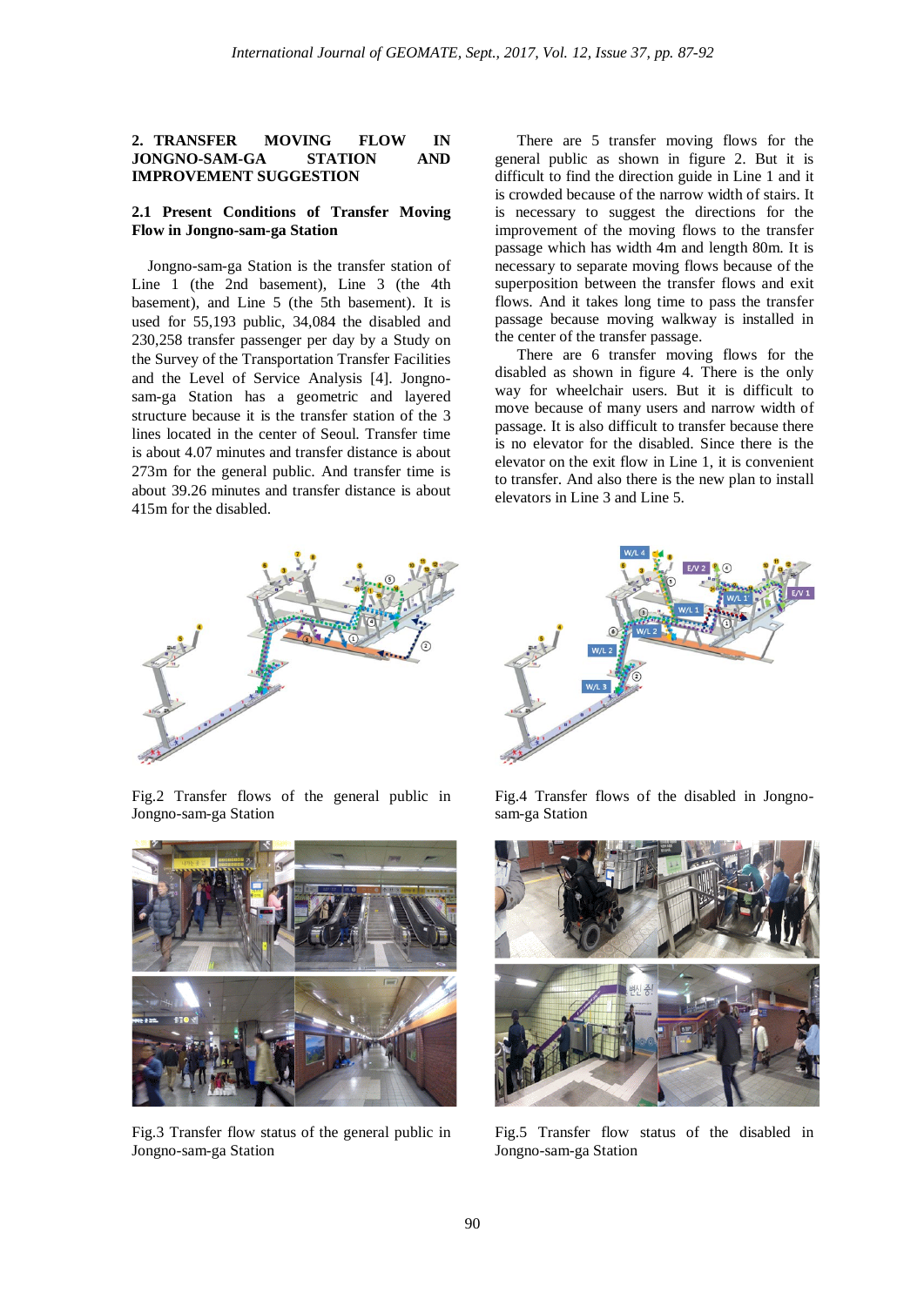## 2. TRANSFER MOVING FLOW IN JONGNO-SAM-GA STATION AND IMPROVEMENT SUGGESTION

### 2.1 Present Conditions of Transfer Moving Flow in Jongno-sam-ga Station

Jongno-sam-ga Station is the transfer station of Line 1 (the 2nd basement), Line 3 (the 4th basement), and Line 5 (the 5th basement). It is used for 55,193 public, 34,084 the disabled and 230,258 transfer passenger per day by a Study on the Survey of the Transportation Transfer Facilities and the Level of Service Analysis [4]. Jongno-sam-ga Station has a geometric and layered structure because it is the transfer station of the 3 lines located in the center of Seoul. Transfer time is about 4.07 minutes and transfer distance is about 273m for the general public. And transfer time is about 39.26 minutes and transfer distance is about 415m for the disabled.

There are 5 transfer moving flows for the general public as shown in figure 2. But it is difficult to find the direction guide in Line 1 and it is crowded because of the narrow width of stairs. It is necessary to suggest the directions for the improvement of the moving flows to the transfer passage which has width 4m and length 80m. It is necessary to separate moving flows because of the superposition between the transfer flows and exit flows. And it takes long time to pass the transfer passage because moving walkway is installed in the center of the transfer passage.

There are 6 transfer moving flows for the disabled as shown in figure 4. There is the only way for wheelchair users. But it is difficult to move because of many users and narrow width of passage. It is also difficult to transfer because there is no elevator for the disabled. Since there is the elevator on the exit flow in Line 1, it is convenient to transfer. And also there is the new plan to install elevators in Line 3 and Line 5.

Fig.2 Transfer flows of the general public in Jongno-sam-ga Station

Fig.3 Transfer flow status of the general public in Jongno-sam-ga Station

Fig.4 Transfer flows of the disabled in Jongno-sam-ga Station

Fig.5 Transfer flow status of the disabled in Jongno-sam-ga Station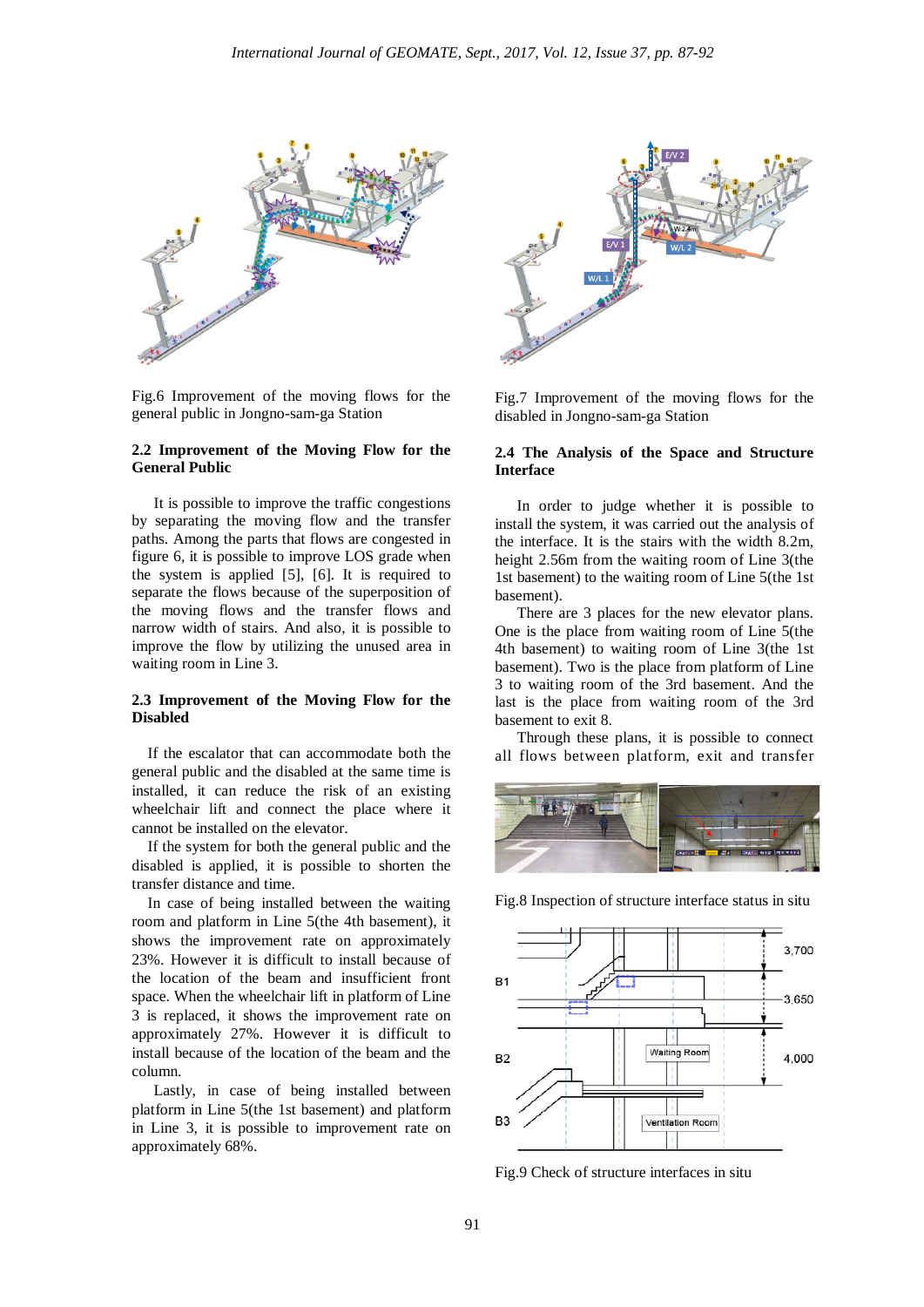Fig.6 Improvement of the moving flows for the general public in Jongno-sam-ga Station

### 2.2 Improvement of the Moving Flow for the General Public

It is possible to improve the traffic congestions by separating the moving flow and the transfer paths. Among the parts that flows are congested in figure 6, it is possible to improve LOS grade when the system is applied [5], [6]. It is required to separate the flows because of the superposition of the moving flows and the transfer flows and narrow width of stairs. And also, it is possible to improve the flow by utilizing the unused area in waiting room in Line 3.

### 2.3 Improvement of the Moving Flow for the Disabled

If the escalator that can accommodate both the general public and the disabled at the same time is installed, it can reduce the risk of an existing wheelchair lift and connect the place where it cannot be installed on the elevator.

If the system for both the general public and the disabled is applied, it is possible to shorten the transfer distance and time.

In case of being installed between the waiting room and platform in Line 5(the 4th basement), it shows the improvement rate on approximately 23%. However it is difficult to install because of the location of the beam and insufficient front space. When the wheelchair lift in platform of Line 3 is replaced, it shows the improvement rate on approximately 27%. However it is difficult to install because of the location of the beam and the column.

Lastly, in case of being installed between platform in Line 5(the 1st basement) and platform in Line 3, it is possible to improvement rate on approximately 68%.

Fig.7 Improvement of the moving flows for the disabled in Jongno-sam-ga Station

### 2.4 The Analysis of the Space and Structure Interface

In order to judge whether it is possible to install the system, it was carried out the analysis of the interface. It is the stairs with the width 8.2m, height 2.56m from the waiting room of Line 3(the 1st basement) to the waiting room of Line 5(the 1st basement).

There are 3 places for the new elevator plans. One is the place from waiting room of Line 5(the 4th basement) to waiting room of Line 3(the 1st basement). Two is the place from platform of Line 3 to waiting room of the 3rd basement. And the last is the place from waiting room of the 3rd basement to exit 8.

Through these plans, it is possible to connect all flows between platform, exit and transfer

Fig.8 Inspection of structure interface status in situ

Fig.9 Check of structure interfaces in situ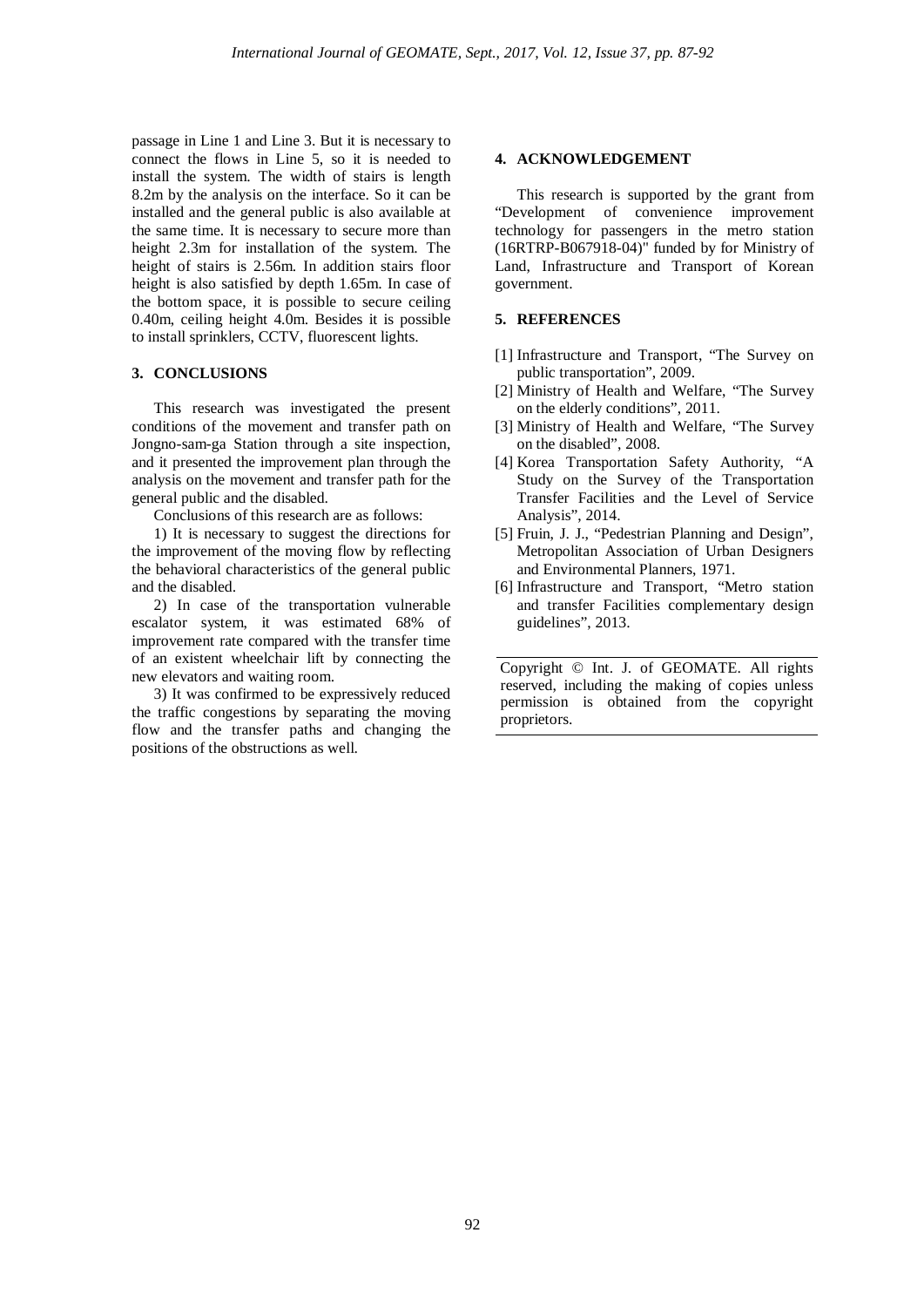passage in Line 1 and Line 3. But it is necessary to connect the flows in Line 5, so it is needed to install the system. The width of stairs is length 8.2m by the analysis on the interface. So it can be installed and the general public is also available at the same time. It is necessary to secure more than height 2.3m for installation of the system. The height of stairs is 2.56m. In addition stairs floor height is also satisfied by depth 1.65m. In case of the bottom space, it is possible to secure ceiling 0.40m, ceiling height 4.0m. Besides it is possible to install sprinklers, CCTV, fluorescent lights.

## 3. CONCLUSIONS

This research was investigated the present conditions of the movement and transfer path on Jongno-sam-ga Station through a site inspection, and it presented the improvement plan through the analysis on the movement and transfer path for the general public and the disabled.

Conclusions of this research are as follows:

1) It is necessary to suggest the directions for the improvement of the moving flow by reflecting the behavioral characteristics of the general public and the disabled.

2) In case of the transportation vulnerable escalator system, it was estimated 68% of improvement rate compared with the transfer time of an existent wheelchair lift by connecting the new elevators and waiting room.

3) It was confirmed to be expressively reduced the traffic congestions by separating the moving flow and the transfer paths and changing the positions of the obstructions as well.

## 4. ACKNOWLEDGEMENT

This research is supported by the grant from "Development of convenience improvement technology for passengers in the metro station (16RTRP-B067918-04)" funded by for Ministry of Land, Infrastructure and Transport of Korean government.

## 5. REFERENCES

[1] Infrastructure and Transport, "The Survey on public transportation", 2009.

[2] Ministry of Health and Welfare, "The Survey on the elderly conditions", 2011.

[3] Ministry of Health and Welfare, "The Survey on the disabled", 2008.

[4] Korea Transportation Safety Authority, "A Study on the Survey of the Transportation Transfer Facilities and the Level of Service Analysis", 2014.

[5] Fruin, J. J., "Pedestrian Planning and Design", Metropolitan Association of Urban Designers and Environmental Planners, 1971.

[6] Infrastructure and Transport, "Metro station and transfer Facilities complementary design guidelines", 2013.

---

Copyright © Int. J. of GEOMATE. All rights reserved, including the making of copies unless permission is obtained from the copyright proprietors.